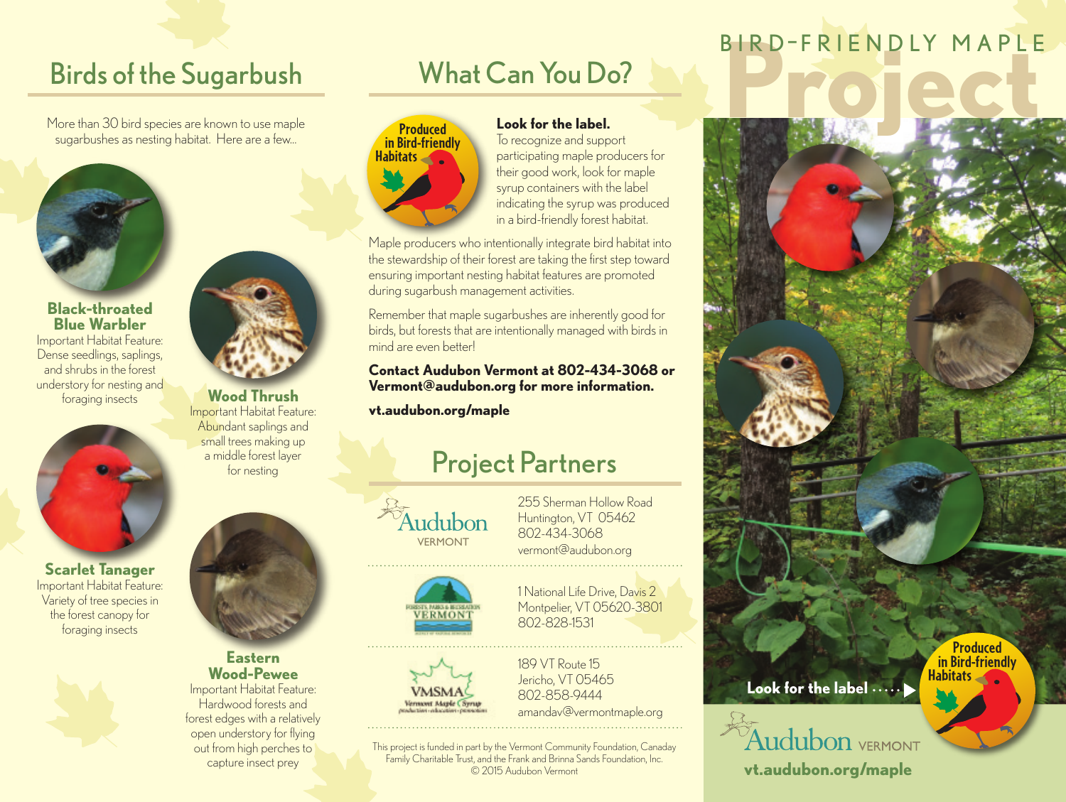## Birds of the Sugarbush

More than 30 bird species are known to use maple sugarbushes as nesting habitat. Here are a few...

**Black-throated Blue Warbler**
Important Habitat Feature: Dense seedlings, saplings, and shrubs in the forest understory for nesting and foraging insects

**Wood Thrush**
Important Habitat Feature: Abundant saplings and small trees making up a middle forest layer for nesting

**Scarlet Tanager**
Important Habitat Feature: Variety of tree species in the forest canopy for foraging insects

**Eastern Wood-Pewee**
Important Habitat Feature: Hardwood forests and forest edges with a relatively open understory for flying out from high perches to capture insect prey

## What Can You Do?

Produced in Bird-friendly Habitats

**Look for the label.**
To recognize and support participating maple producers for their good work, look for maple syrup containers with the label indicating the syrup was produced in a bird-friendly forest habitat.

Maple producers who intentionally integrate bird habitat into the stewardship of their forest are taking the first step toward ensuring important nesting habitat features are promoted during sugarbush management activities.

Remember that maple sugarbushes are inherently good for birds, but forests that are intentionally managed with birds in mind are even better!

**Contact Audubon Vermont at 802-434-3068 or Vermont@audubon.org for more information.**

**vt.audubon.org/maple**

## Project Partners

Audubon VERMONT
255 Sherman Hollow Road
Huntington, VT 05462
802-434-3068
vermont@audubon.org

Forests, Parks & Recreation VERMONT
1 National Life Drive, Davis 2
Montpelier, VT 05620-3801
802-828-1531

VMSMA Vermont Maple Syrup
189 VT Route 15
Jericho, VT 05465
802-858-9444
amandav@vermontmaple.org

This project is funded in part by the Vermont Community Foundation, Canaday Family Charitable Trust, and the Frank and Brinna Sands Foundation, Inc.
© 2015 Audubon Vermont

# BIRD-FRIENDLY MAPLE Project

Look for the label

Produced in Bird-friendly Habitats

Audubon VERMONT

**vt.audubon.org/maple**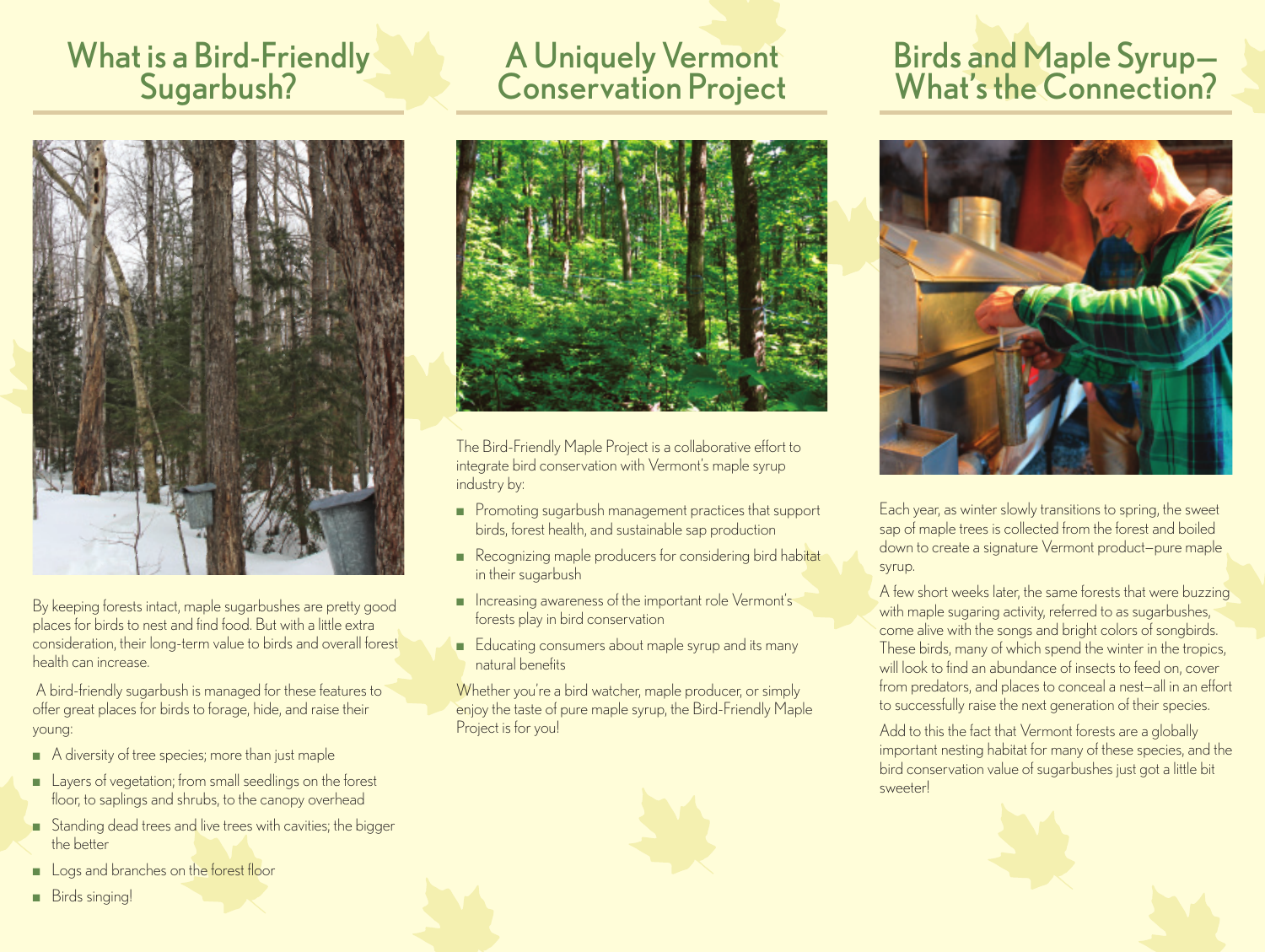## What is a Bird-Friendly Sugarbush?

By keeping forests intact, maple sugarbushes are pretty good places for birds to nest and find food. But with a little extra consideration, their long-term value to birds and overall forest health can increase.

A bird-friendly sugarbush is managed for these features to offer great places for birds to forage, hide, and raise their young:

- A diversity of tree species; more than just maple
- Layers of vegetation; from small seedlings on the forest floor, to saplings and shrubs, to the canopy overhead
- Standing dead trees and live trees with cavities; the bigger the better
- Logs and branches on the forest floor
- Birds singing!

## A Uniquely Vermont Conservation Project

The Bird-Friendly Maple Project is a collaborative effort to integrate bird conservation with Vermont's maple syrup industry by:

- Promoting sugarbush management practices that support birds, forest health, and sustainable sap production
- Recognizing maple producers for considering bird habitat in their sugarbush
- Increasing awareness of the important role Vermont's forests play in bird conservation
- Educating consumers about maple syrup and its many natural benefits

Whether you're a bird watcher, maple producer, or simply enjoy the taste of pure maple syrup, the Bird-Friendly Maple Project is for you!

## Birds and Maple Syrup—What's the Connection?

Each year, as winter slowly transitions to spring, the sweet sap of maple trees is collected from the forest and boiled down to create a signature Vermont product—pure maple syrup.

A few short weeks later, the same forests that were buzzing with maple sugaring activity, referred to as sugarbushes, come alive with the songs and bright colors of songbirds. These birds, many of which spend the winter in the tropics, will look to find an abundance of insects to feed on, cover from predators, and places to conceal a nest—all in an effort to successfully raise the next generation of their species.

Add to this the fact that Vermont forests are a globally important nesting habitat for many of these species, and the bird conservation value of sugarbushes just got a little bit sweeter!